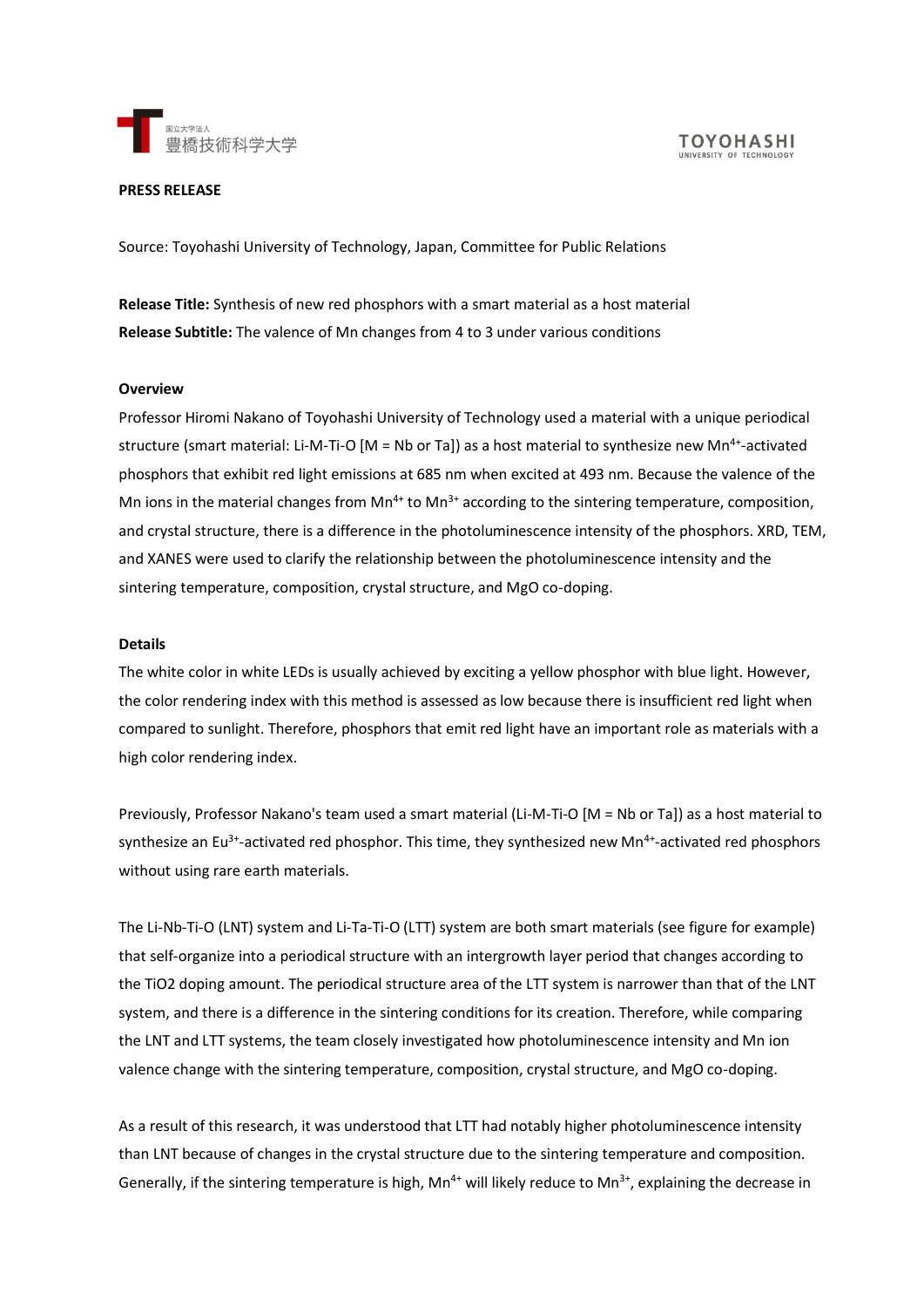国立大学法人
豊橋技術科学大学

TOYOHASHI
UNIVERSITY OF TECHNOLOGY

**PRESS RELEASE**

Source: Toyohashi University of Technology, Japan, Committee for Public Relations

**Release Title:** Synthesis of new red phosphors with a smart material as a host material
**Release Subtitle:** The valence of Mn changes from 4 to 3 under various conditions

**Overview**

Professor Hiromi Nakano of Toyohashi University of Technology used a material with a unique periodical structure (smart material: Li-M-Ti-O [M = Nb or Ta]) as a host material to synthesize new $Mn^{4+}$-activated phosphors that exhibit red light emissions at 685 nm when excited at 493 nm. Because the valence of the Mn ions in the material changes from $Mn^{4+}$ to $Mn^{3+}$ according to the sintering temperature, composition, and crystal structure, there is a difference in the photoluminescence intensity of the phosphors. XRD, TEM, and XANES were used to clarify the relationship between the photoluminescence intensity and the sintering temperature, composition, crystal structure, and MgO co-doping.

**Details**

The white color in white LEDs is usually achieved by exciting a yellow phosphor with blue light. However, the color rendering index with this method is assessed as low because there is insufficient red light when compared to sunlight. Therefore, phosphors that emit red light have an important role as materials with a high color rendering index.

Previously, Professor Nakano's team used a smart material (Li-M-Ti-O [M = Nb or Ta]) as a host material to synthesize an $Eu^{3+}$-activated red phosphor. This time, they synthesized new $Mn^{4+}$-activated red phosphors without using rare earth materials.

The Li-Nb-Ti-O (LNT) system and Li-Ta-Ti-O (LTT) system are both smart materials (see figure for example) that self-organize into a periodical structure with an intergrowth layer period that changes according to the $TiO_2$ doping amount. The periodical structure area of the LTT system is narrower than that of the LNT system, and there is a difference in the sintering conditions for its creation. Therefore, while comparing the LNT and LTT systems, the team closely investigated how photoluminescence intensity and Mn ion valence change with the sintering temperature, composition, crystal structure, and MgO co-doping.

As a result of this research, it was understood that LTT had notably higher photoluminescence intensity than LNT because of changes in the crystal structure due to the sintering temperature and composition. Generally, if the sintering temperature is high, $Mn^{4+}$ will likely reduce to $Mn^{3+}$, explaining the decrease in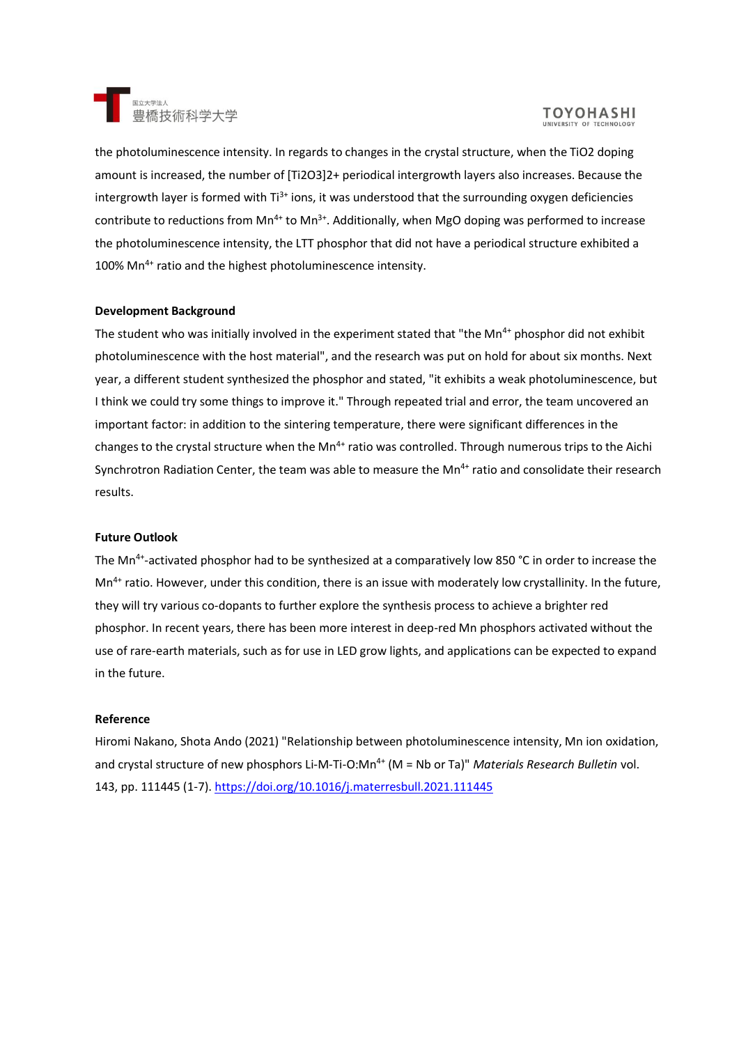the photoluminescence intensity. In regards to changes in the crystal structure, when the $TiO_2$ doping amount is increased, the number of $[Ti_2O_3]^{2+}$ periodical intergrowth layers also increases. Because the intergrowth layer is formed with $Ti^{3+}$ ions, it was understood that the surrounding oxygen deficiencies contribute to reductions from $Mn^{4+}$ to $Mn^{3+}$. Additionally, when MgO doping was performed to increase the photoluminescence intensity, the LTT phosphor that did not have a periodical structure exhibited a 100% $Mn^{4+}$ ratio and the highest photoluminescence intensity.

**Development Background**

The student who was initially involved in the experiment stated that "the $Mn^{4+}$ phosphor did not exhibit photoluminescence with the host material", and the research was put on hold for about six months. Next year, a different student synthesized the phosphor and stated, "it exhibits a weak photoluminescence, but I think we could try some things to improve it." Through repeated trial and error, the team uncovered an important factor: in addition to the sintering temperature, there were significant differences in the changes to the crystal structure when the $Mn^{4+}$ ratio was controlled. Through numerous trips to the Aichi Synchrotron Radiation Center, the team was able to measure the $Mn^{4+}$ ratio and consolidate their research results.

**Future Outlook**

The $Mn^{4+}$-activated phosphor had to be synthesized at a comparatively low 850 °C in order to increase the $Mn^{4+}$ ratio. However, under this condition, there is an issue with moderately low crystallinity. In the future, they will try various co-dopants to further explore the synthesis process to achieve a brighter red phosphor. In recent years, there has been more interest in deep-red Mn phosphors activated without the use of rare-earth materials, such as for use in LED grow lights, and applications can be expected to expand in the future.

**Reference**

Hiromi Nakano, Shota Ando (2021) "Relationship between photoluminescence intensity, Mn ion oxidation, and crystal structure of new phosphors Li-M-Ti-O:$Mn^{4+}$ (M = Nb or Ta)" *Materials Research Bulletin* vol. 143, pp. 111445 (1-7). https://doi.org/10.1016/j.materresbull.2021.111445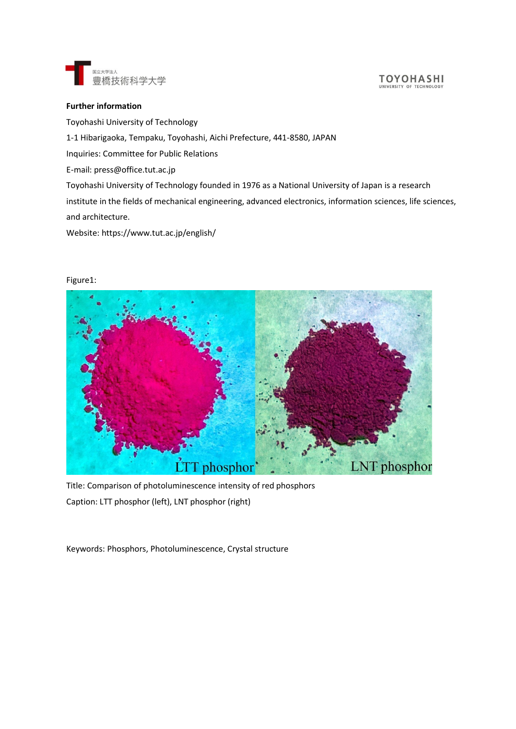**Further information**

Toyohashi University of Technology

1-1 Hibarigaoka, Tempaku, Toyohashi, Aichi Prefecture, 441-8580, JAPAN

Inquiries: Committee for Public Relations

E-mail: press@office.tut.ac.jp

Toyohashi University of Technology founded in 1976 as a National University of Japan is a research institute in the fields of mechanical engineering, advanced electronics, information sciences, life sciences, and architecture.

Website: https://www.tut.ac.jp/english/

Figure1:

LTT phosphor

LNT phosphor

Title: Comparison of photoluminescence intensity of red phosphors

Caption: LTT phosphor (left), LNT phosphor (right)

Keywords: Phosphors, Photoluminescence, Crystal structure